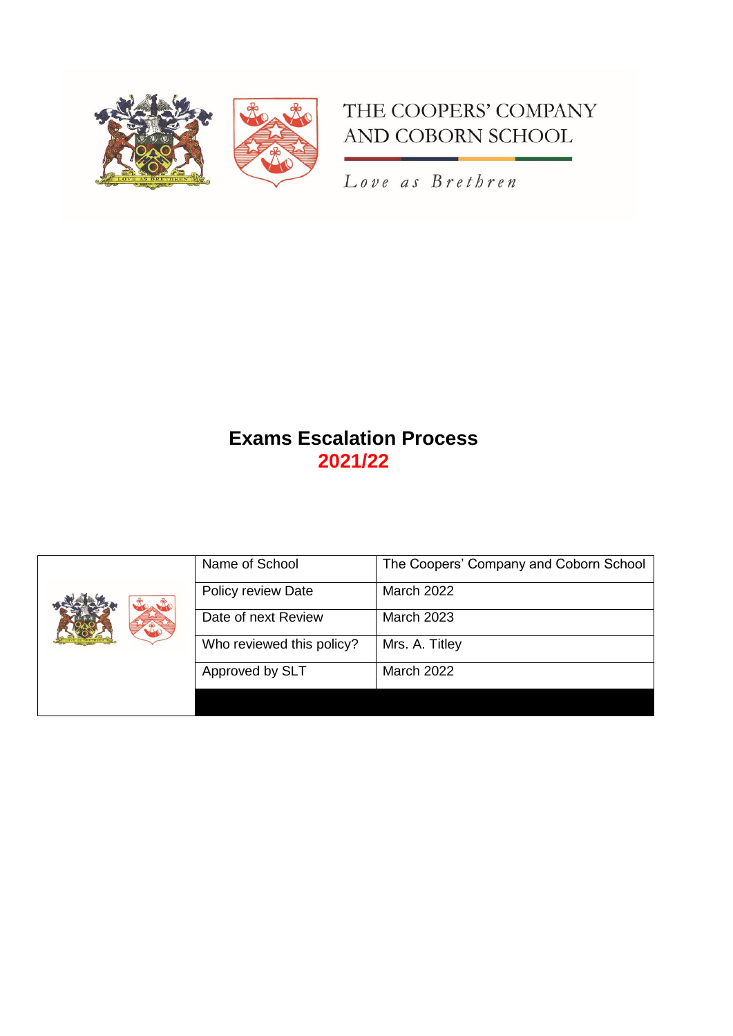THE COOPERS' COMPANY AND COBORN SCHOOL

*Love as Brethren*

# Exams Escalation Process
**2021/22**

| | Name of School | The Coopers' Company and Coborn School |
|---|---|---|
| | Policy review Date | March 2022 |
| | Date of next Review | March 2023 |
| | Who reviewed this policy? | Mrs. A. Titley |
| | Approved by SLT | March 2022 |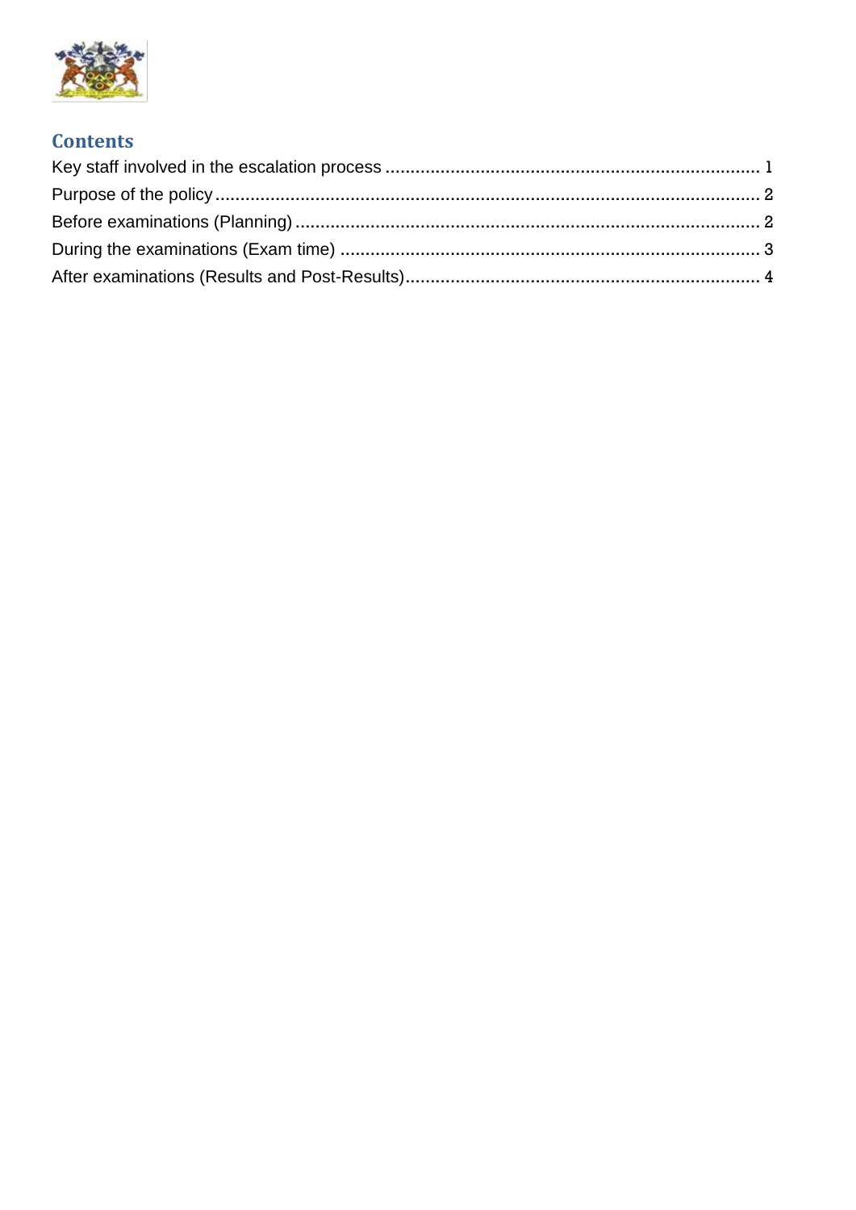## Contents

Key staff involved in the escalation process ........................................................................ 1

Purpose of the policy ........................................................................................................ 2

Before examinations (Planning) ......................................................................................... 2

During the examinations (Exam time) ............................................................................... 3

After examinations (Results and Post-Results) .................................................................. 4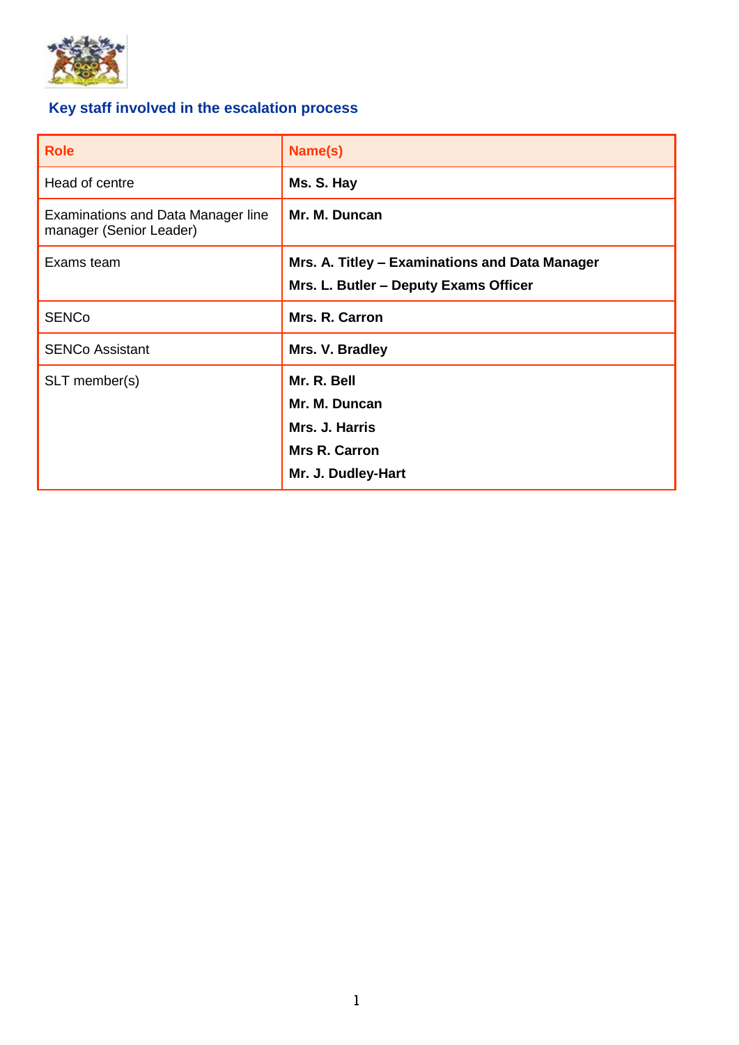## Key staff involved in the escalation process

| Role | Name(s) |
|---|---|
| Head of centre | **Ms. S. Hay** |
| Examinations and Data Manager line manager (Senior Leader) | **Mr. M. Duncan** |
| Exams team | **Mrs. A. Titley – Examinations and Data Manager**<br>**Mrs. L. Butler – Deputy Exams Officer** |
| SENCo | **Mrs. R. Carron** |
| SENCo Assistant | **Mrs. V. Bradley** |
| SLT member(s) | **Mr. R. Bell**<br>**Mr. M. Duncan**<br>**Mrs. J. Harris**<br>**Mrs R. Carron**<br>**Mr. J. Dudley-Hart** |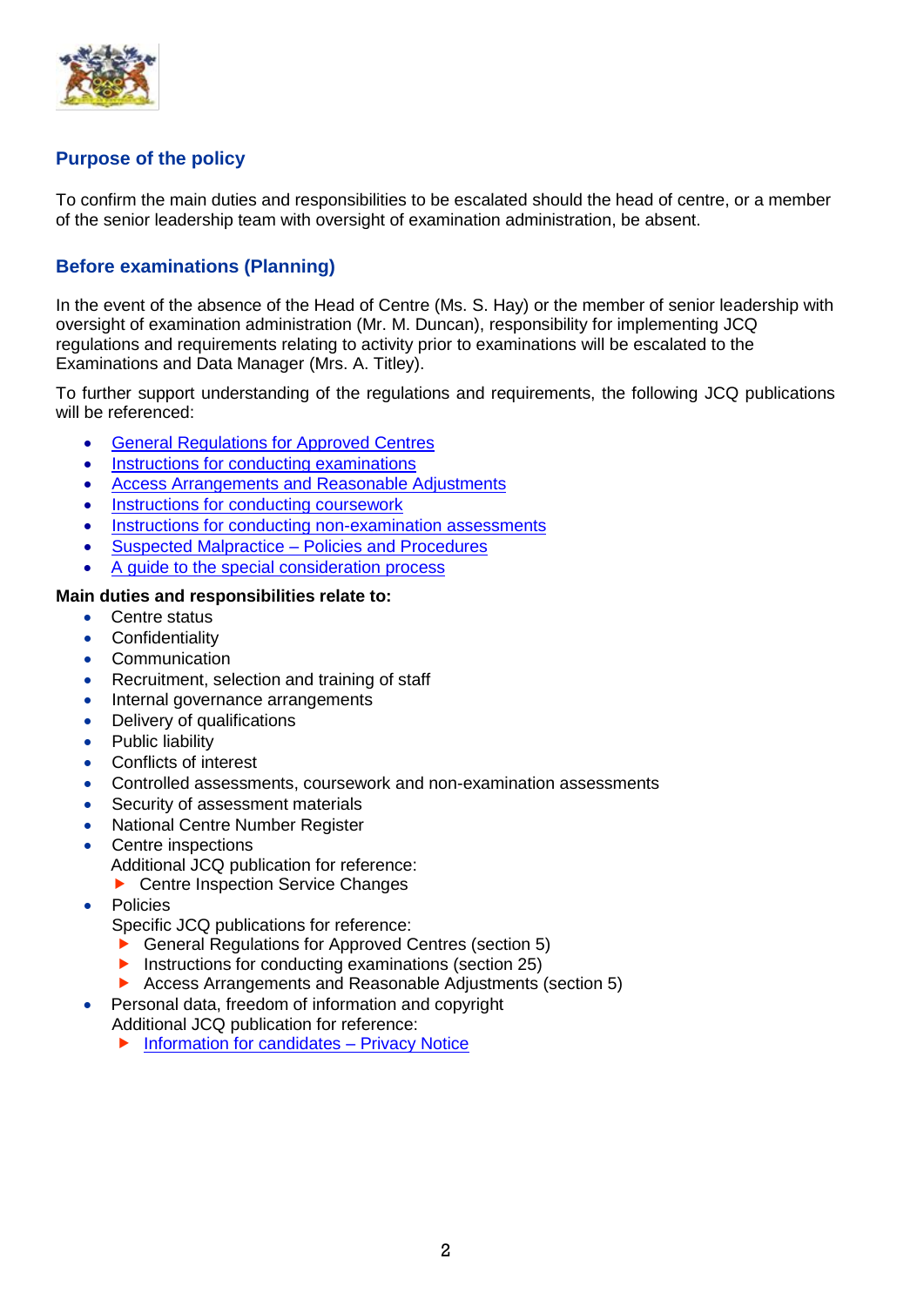## Purpose of the policy

To confirm the main duties and responsibilities to be escalated should the head of centre, or a member of the senior leadership team with oversight of examination administration, be absent.

## Before examinations (Planning)

In the event of the absence of the Head of Centre (Ms. S. Hay) or the member of senior leadership with oversight of examination administration (Mr. M. Duncan), responsibility for implementing JCQ regulations and requirements relating to activity prior to examinations will be escalated to the Examinations and Data Manager (Mrs. A. Titley).

To further support understanding of the regulations and requirements, the following JCQ publications will be referenced:

- General Regulations for Approved Centres
- Instructions for conducting examinations
- Access Arrangements and Reasonable Adjustments
- Instructions for conducting coursework
- Instructions for conducting non-examination assessments
- Suspected Malpractice – Policies and Procedures
- A guide to the special consideration process

**Main duties and responsibilities relate to:**

- Centre status
- Confidentiality
- Communication
- Recruitment, selection and training of staff
- Internal governance arrangements
- Delivery of qualifications
- Public liability
- Conflicts of interest
- Controlled assessments, coursework and non-examination assessments
- Security of assessment materials
- National Centre Number Register
- Centre inspections
  Additional JCQ publication for reference:
  - Centre Inspection Service Changes
- Policies
  Specific JCQ publications for reference:
  - General Regulations for Approved Centres (section 5)
  - Instructions for conducting examinations (section 25)
  - Access Arrangements and Reasonable Adjustments (section 5)
- Personal data, freedom of information and copyright
  Additional JCQ publication for reference:
  - Information for candidates – Privacy Notice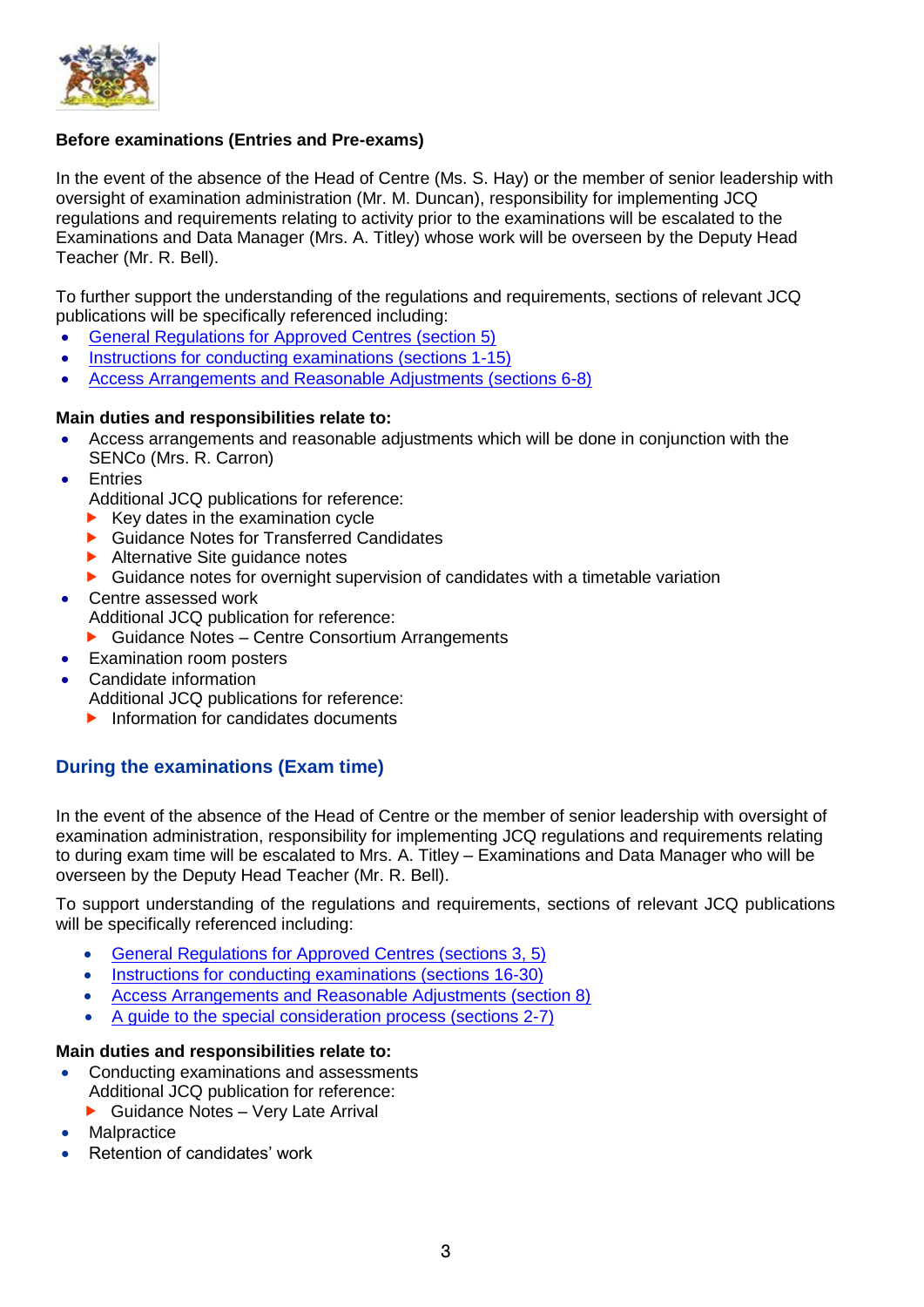**Before examinations (Entries and Pre-exams)**

In the event of the absence of the Head of Centre (Ms. S. Hay) or the member of senior leadership with oversight of examination administration (Mr. M. Duncan), responsibility for implementing JCQ regulations and requirements relating to activity prior to the examinations will be escalated to the Examinations and Data Manager (Mrs. A. Titley) whose work will be overseen by the Deputy Head Teacher (Mr. R. Bell).

To further support the understanding of the regulations and requirements, sections of relevant JCQ publications will be specifically referenced including:

- General Regulations for Approved Centres (section 5)
- Instructions for conducting examinations (sections 1-15)
- Access Arrangements and Reasonable Adjustments (sections 6-8)

**Main duties and responsibilities relate to:**

- Access arrangements and reasonable adjustments which will be done in conjunction with the SENCo (Mrs. R. Carron)
- Entries
  Additional JCQ publications for reference:
  - Key dates in the examination cycle
  - Guidance Notes for Transferred Candidates
  - Alternative Site guidance notes
  - Guidance notes for overnight supervision of candidates with a timetable variation
- Centre assessed work
  Additional JCQ publication for reference:
  - Guidance Notes – Centre Consortium Arrangements
- Examination room posters
- Candidate information
  Additional JCQ publications for reference:
  - Information for candidates documents

## During the examinations (Exam time)

In the event of the absence of the Head of Centre or the member of senior leadership with oversight of examination administration, responsibility for implementing JCQ regulations and requirements relating to during exam time will be escalated to Mrs. A. Titley – Examinations and Data Manager who will be overseen by the Deputy Head Teacher (Mr. R. Bell).

To support understanding of the regulations and requirements, sections of relevant JCQ publications will be specifically referenced including:

- General Regulations for Approved Centres (sections 3, 5)
- Instructions for conducting examinations (sections 16-30)
- Access Arrangements and Reasonable Adjustments (section 8)
- A guide to the special consideration process (sections 2-7)

**Main duties and responsibilities relate to:**

- Conducting examinations and assessments
  Additional JCQ publication for reference:
  - Guidance Notes – Very Late Arrival
- Malpractice
- Retention of candidates' work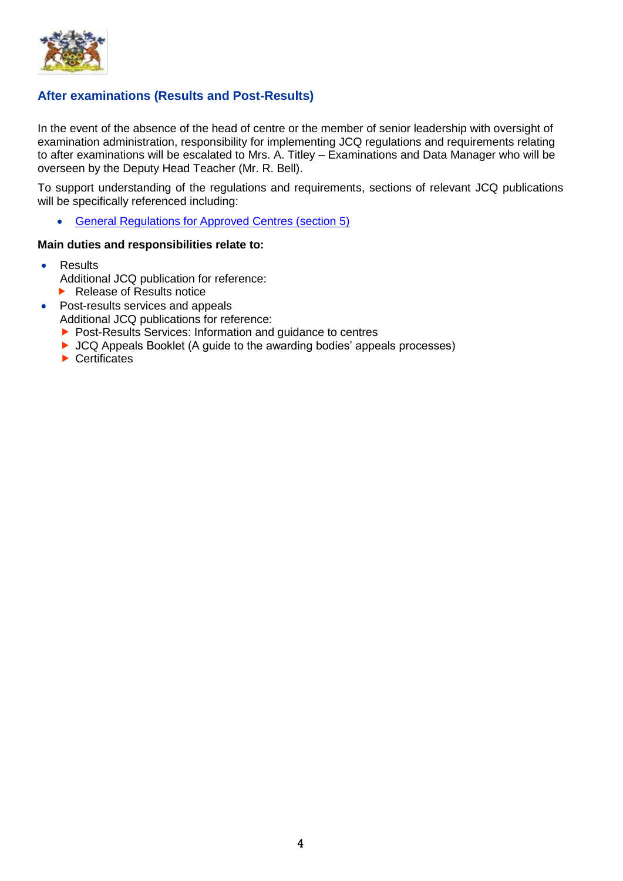## After examinations (Results and Post-Results)

In the event of the absence of the head of centre or the member of senior leadership with oversight of examination administration, responsibility for implementing JCQ regulations and requirements relating to after examinations will be escalated to Mrs. A. Titley – Examinations and Data Manager who will be overseen by the Deputy Head Teacher (Mr. R. Bell).

To support understanding of the regulations and requirements, sections of relevant JCQ publications will be specifically referenced including:

- [General Regulations for Approved Centres (section 5)]

**Main duties and responsibilities relate to:**

- Results
  Additional JCQ publication for reference:
  - Release of Results notice
- Post-results services and appeals
  Additional JCQ publications for reference:
  - Post-Results Services: Information and guidance to centres
  - JCQ Appeals Booklet (A guide to the awarding bodies' appeals processes)
  - Certificates